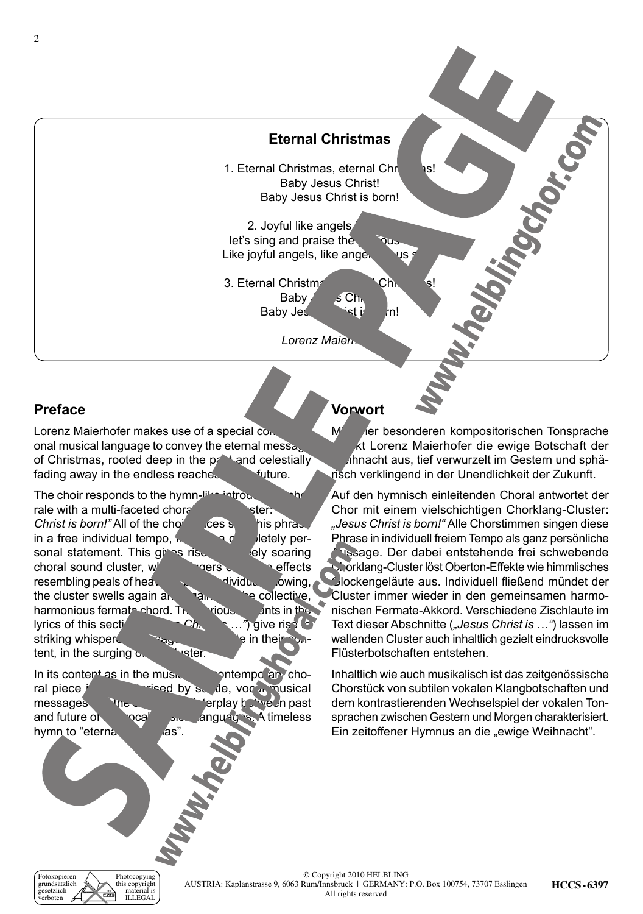## Eternal Christmas

1. Eternal Christmas, eternal Chr as!
Baby Jesus Christ!
Baby Jesus Christ is born!

2. Joyful like angels
let's sing and praise the ous
Like joyful angels, like ange us s

3. Eternal Christma Chr s!
Baby s Ch
Baby Jes ist i rn!

*Lorenz Maierh*

## Preface

Lorenz Maierhofer makes use of a special co onal musical language to convey the eternal messag of Christmas, rooted deep in the pa t and celestially fading away in the endless reaches future.

The choir responds to the hymn-li introd che rale with a multi-faceted chora ster: *Christ is born!"* All of the cho ces s his phras in a free individual tempo, a c letely personal statement. This gi es rise ely soaring choral sound cluster, w gers effects resembling peals of hea ividu owing, the cluster swells again a ai he collective, harmonious fermata chord. Th rious ants in the lyrics of this secti Ch …") give rise to striking whisper sag e in their content, in the surging o ster.

In its content as in the musi ontempo ary choral piece i rised by s tle, voc musical messages the terplay be een past and future of ocal anguag s. A timeless hymn to "eterna as".

## Vorwort

M er besonderen kompositorischen Tonsprache kt Lorenz Maierhofer die ewige Botschaft der eihnacht aus, tief verwurzelt im Gestern und sphärisch verklingend in der Unendlichkeit der Zukunft.

Auf den hymnisch einleitenden Choral antwortet der Chor mit einem vielschichtigen Chorklang-Cluster: *„Jesus Christ is born!"* Alle Chorstimmen singen diese Phrase in individuell freiem Tempo als ganz persönliche ssage. Der dabei entstehende frei schwebende Chorklang-Cluster löst Oberton-Effekte wie himmlisches Glockengeläute aus. Individuell fließend mündet der Cluster immer wieder in den gemeinsamen harmonischen Fermate-Akkord. Verschiedene Zischlaute im Text dieser Abschnitte (*„Jesus Christ is …"*) lassen im wallenden Cluster auch inhaltlich gezielt eindrucksvolle Flüsterbotschaften entstehen.

Inhaltlich wie auch musikalisch ist das zeitgenössische Chorstück von subtilen vokalen Klangbotschaften und dem kontrastierenden Wechselspiel der vokalen Tonsprachen zwischen Gestern und Morgen charakterisiert. Ein zeitoffener Hymnus an die „ewige Weihnacht".

© Copyright 2010 HELBLING
AUSTRIA: Kaplanstrasse 9, 6063 Rum/Innsbruck | GERMANY: P.O. Box 100754, 73707 Esslingen
All rights reserved

HCCS-6397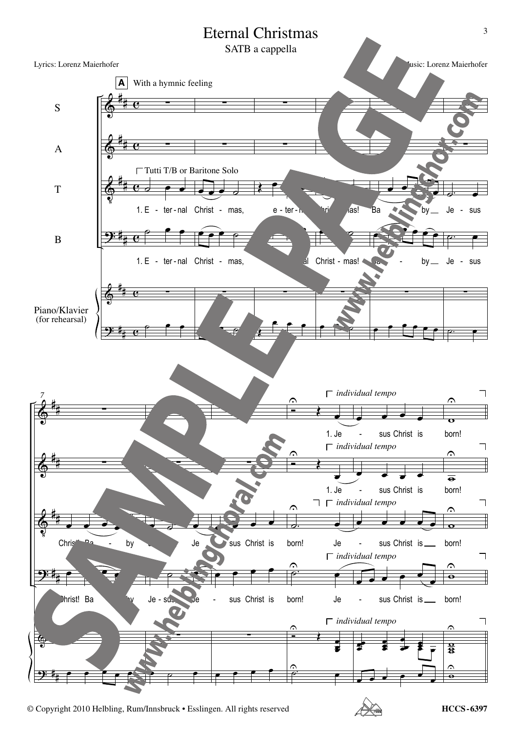# Eternal Christmas

SATB a cappella

Lyrics: Lorenz Maierhofer

Music: Lorenz Maierhofer

**A** With a hymnic feeling

S

A

T — Tutti T/B or Baritone Solo

1. E - ter - nal Christ - mas, e - ter - nal Christ - mas! Ba - by Je - sus Christ! Ba - by Je - sus, Je - sus Christ is born! Je - sus Christ is born!

B

1. E - ter - nal Christ - mas, e - ter - nal Christ - mas! Ba - by Je - sus Christ! Ba - by Je - sus, Je - sus Christ is born! Je - sus Christ is born!

Piano/Klavier (for rehearsal)

*individual tempo*

S: 1. Je - sus Christ is born!

A: 1. Je - sus Christ is born!

© Copyright 2010 Helbling, Rum/Innsbruck • Esslingen. All rights reserved

HCCS-6397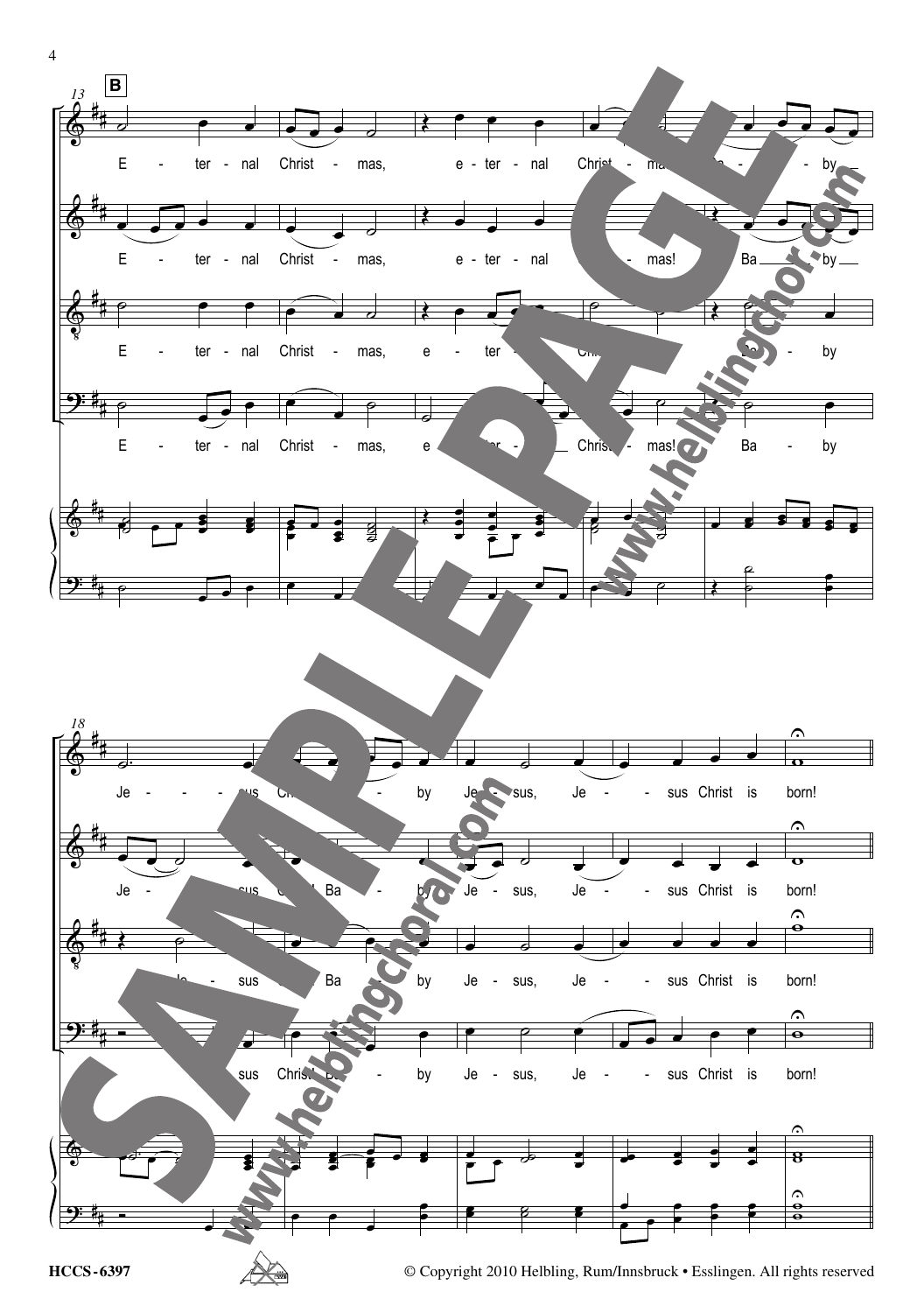**B**

E - ter - nal Christ - mas, e - ter - nal Christ - mas! Ba - by Je - sus Christ! Ba - by Je - sus, Je - sus Christ is born!

© Copyright 2010 Helbling, Rum/Innsbruck • Esslingen. All rights reserved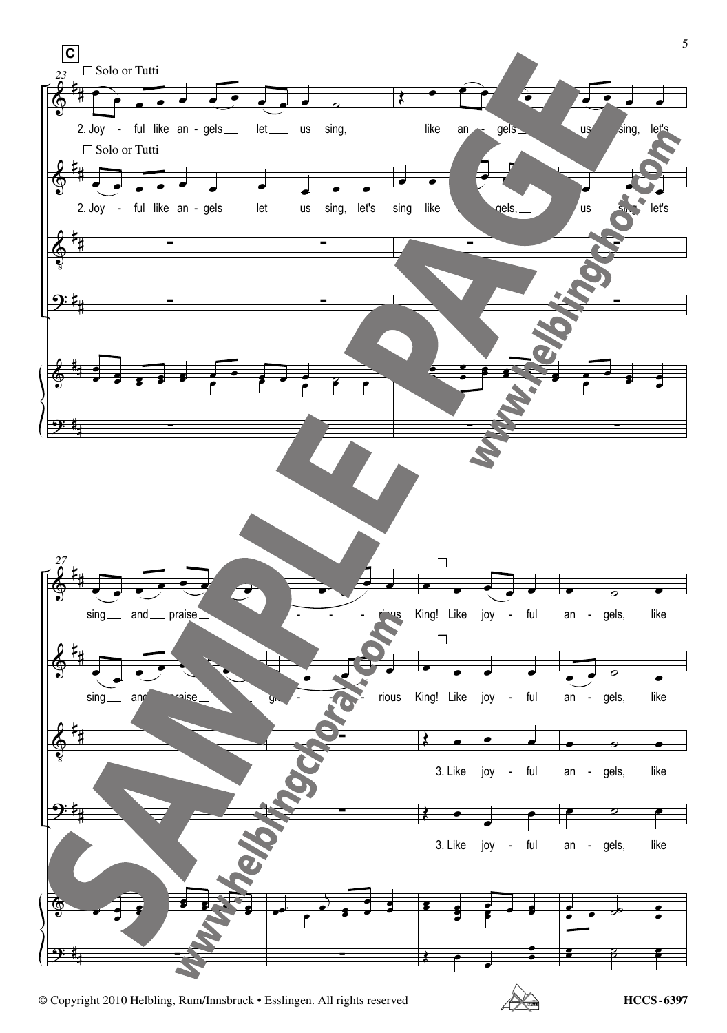**C**

23

Solo or Tutti

2. Joy - ful like an - gels let us sing, like an - gels us sing, let's

Solo or Tutti

2. Joy - ful like an - gels let us sing, let's sing like gels, us sing, let's

27

sing and praise - rious King! Like joy - ful an - gels, like

sing and praise gl - rious King! Like joy - ful an - gels, like

3. Like joy - ful an - gels, like

3. Like joy - ful an - gels, like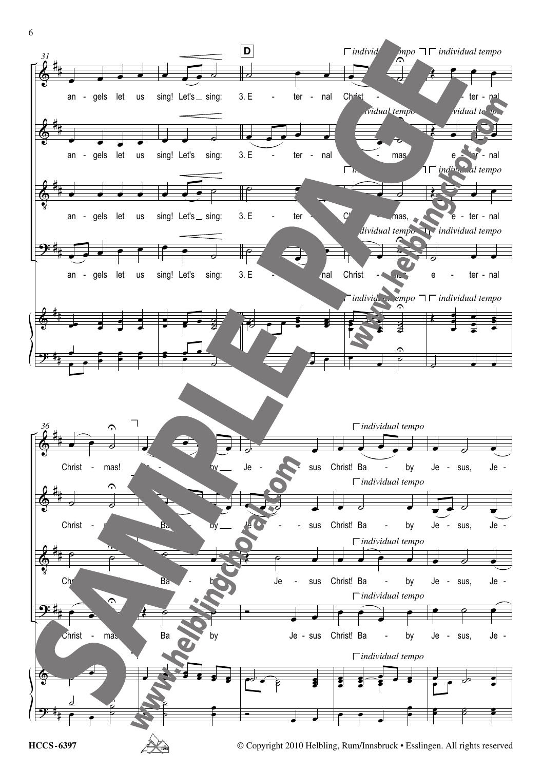**D**

*individual tempo*

an - gels let us sing! Let's sing: 3. E - ter - nal Christ - mas, e - ter - nal

Christ - mas! Ba - by Je - sus Christ! Ba - by Je - sus, Je -

© Copyright 2010 Helbling, Rum/Innsbruck • Esslingen. All rights reserved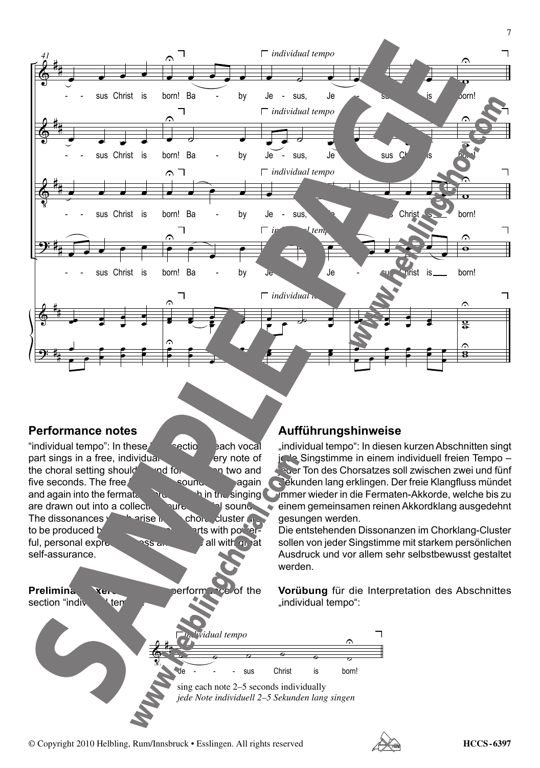## Performance notes

"individual tempo": In these short sections each vocal part sings in a free, individual tempo – every note of the choral setting should sound for between two and five seconds. The free flow of sound leads again and again into the fermata chords, which in the singing are drawn out into a collective pure chordal sound. The dissonances which arise in the choral cluster are to be produced by the individual parts with powerful, personal expressiveness and above all with great self-assurance.

**Preliminary exercise** for the performance of the section "individual tempo":

## Aufführungshinweise

„individual tempo": In diesen kurzen Abschnitten singt jede Singstimme in einem individuell freien Tempo – jeder Ton des Chorsatzes soll zwischen zwei und fünf Sekunden lang erklingen. Der freie Klangfluss mündet immer wieder in die Fermaten-Akkorde, welche bis zu einem gemeinsamen reinen Akkordklang ausgedehnt gesungen werden.

Die entstehenden Dissonanzen im Chorklang-Cluster sollen von jeder Singstimme mit starkem persönlichen Ausdruck und vor allem sehr selbstbewusst gestaltet werden.

**Vorübung** für die Interpretation des Abschnittes „individual tempo":

sing each note 2–5 seconds individually

*jede Note individuell 2–5 Sekunden lang singen*

© Copyright 2010 Helbling, Rum/Innsbruck • Esslingen. All rights reserved

HCCS-6397